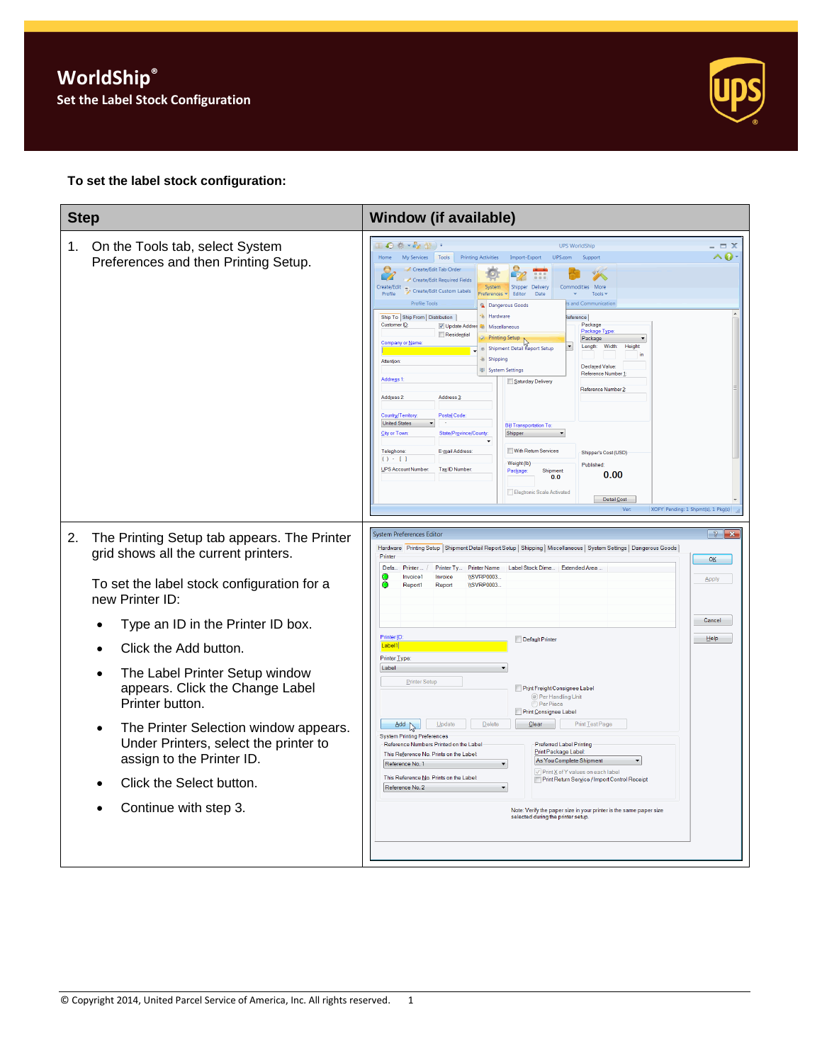# WorldShip®

## Set the Label Stock Configuration

**To set the label stock configuration:**

| Step | Window (if available) |
|---|---|
| 1. On the Tools tab, select System Preferences and then Printing Setup. | |
| 2. The Printing Setup tab appears. The Printer grid shows all the current printers.<br><br>To set the label stock configuration for a new Printer ID:<br><br>• Type an ID in the Printer ID box.<br>• Click the Add button.<br>• The Label Printer Setup window appears. Click the Change Label Printer button.<br>• The Printer Selection window appears. Under Printers, select the printer to assign to the Printer ID.<br>• Click the Select button.<br>• Continue with step 3. | |

© Copyright 2014, United Parcel Service of America, Inc. All rights reserved.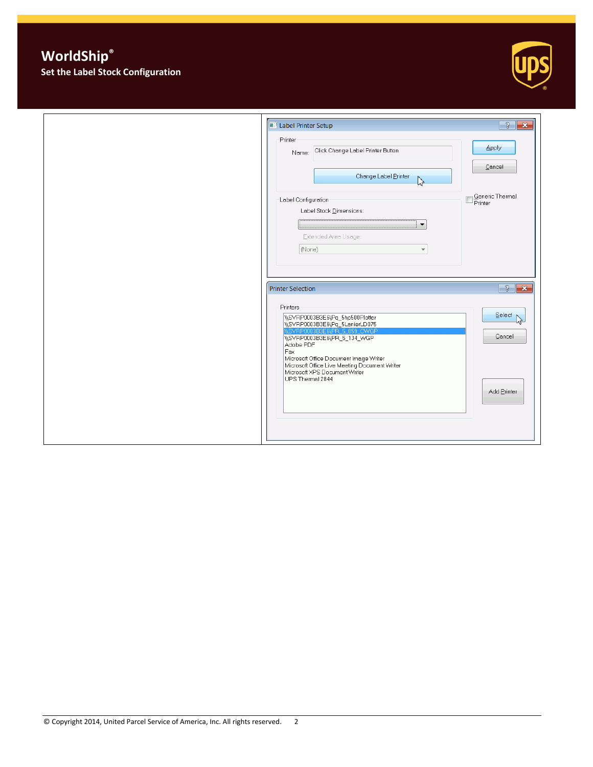| | |
|---|---|
| | **Label Printer Setup**<br>Printer<br>Name: Click Change Label Printer Button<br>Change Label Printer<br>Apply<br>Cancel<br>Label Configuration<br>Label Stock Dimensions:<br>Extended Area Usage:<br>(None)<br>Generic Thermal Printer<br><br>**Printer Selection**<br>Printers<br>\\SVRP0003B3E6\Pq_5hp500Plotter<br>\\SVRP0003B3E6\Pq_5LanierLD075<br>\\SVRP0003B3E6\PR_5_059_CWGP<br>\\SVRP0003B3E6\PR_5_134_WGP<br>Adobe PDF<br>Fax<br>Microsoft Office Document Image Writer<br>Microsoft Office Live Meeting Document Writer<br>Microsoft XPS Document Writer<br>UPS Thermal 2844<br>Select<br>Cancel<br>Add Printer |

© Copyright 2014, United Parcel Service of America, Inc. All rights reserved.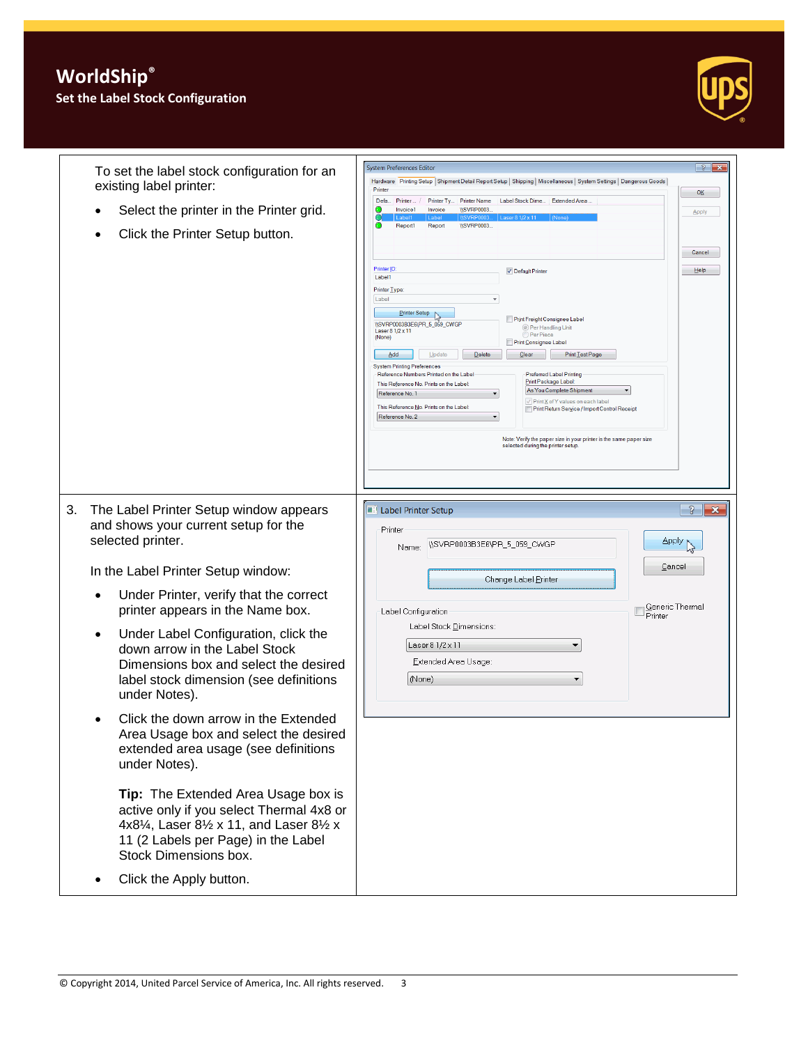# WorldShip®

## Set the Label Stock Configuration

To set the label stock configuration for an existing label printer:

- Select the printer in the Printer grid.
- Click the Printer Setup button.

3. The Label Printer Setup window appears and shows your current setup for the selected printer.

   In the Label Printer Setup window:

   - Under Printer, verify that the correct printer appears in the Name box.
   - Under Label Configuration, click the down arrow in the Label Stock Dimensions box and select the desired label stock dimension (see definitions under Notes).
   - Click the down arrow in the Extended Area Usage box and select the desired extended area usage (see definitions under Notes).

     **Tip:** The Extended Area Usage box is active only if you select Thermal 4x8 or 4x8¼, Laser 8½ x 11, and Laser 8½ x 11 (2 Labels per Page) in the Label Stock Dimensions box.

   - Click the Apply button.

© Copyright 2014, United Parcel Service of America, Inc. All rights reserved.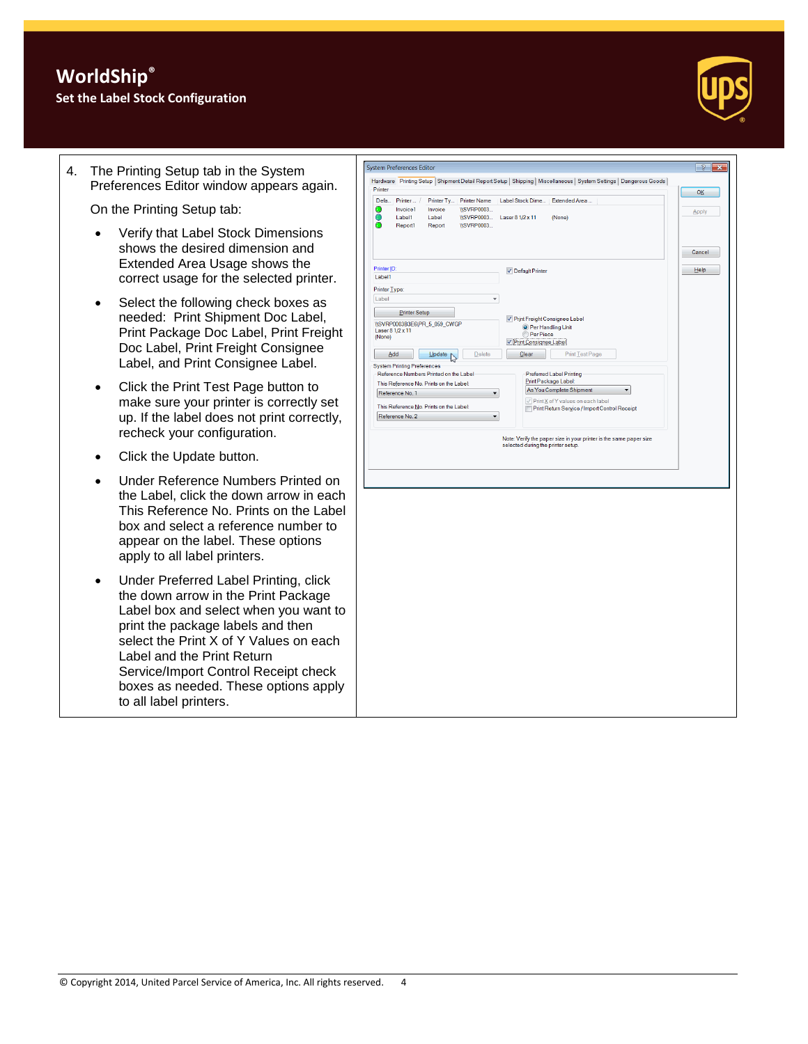4. The Printing Setup tab in the System Preferences Editor window appears again.

   On the Printing Setup tab:

   - Verify that Label Stock Dimensions shows the desired dimension and Extended Area Usage shows the correct usage for the selected printer.
   - Select the following check boxes as needed: Print Shipment Doc Label, Print Package Doc Label, Print Freight Doc Label, Print Freight Consignee Label, and Print Consignee Label.
   - Click the Print Test Page button to make sure your printer is correctly set up. If the label does not print correctly, recheck your configuration.
   - Click the Update button.
   - Under Reference Numbers Printed on the Label, click the down arrow in each This Reference No. Prints on the Label box and select a reference number to appear on the label. These options apply to all label printers.
   - Under Preferred Label Printing, click the down arrow in the Print Package Label box and select when you want to print the package labels and then select the Print X of Y Values on each Label and the Print Return Service/Import Control Receipt check boxes as needed. These options apply to all label printers.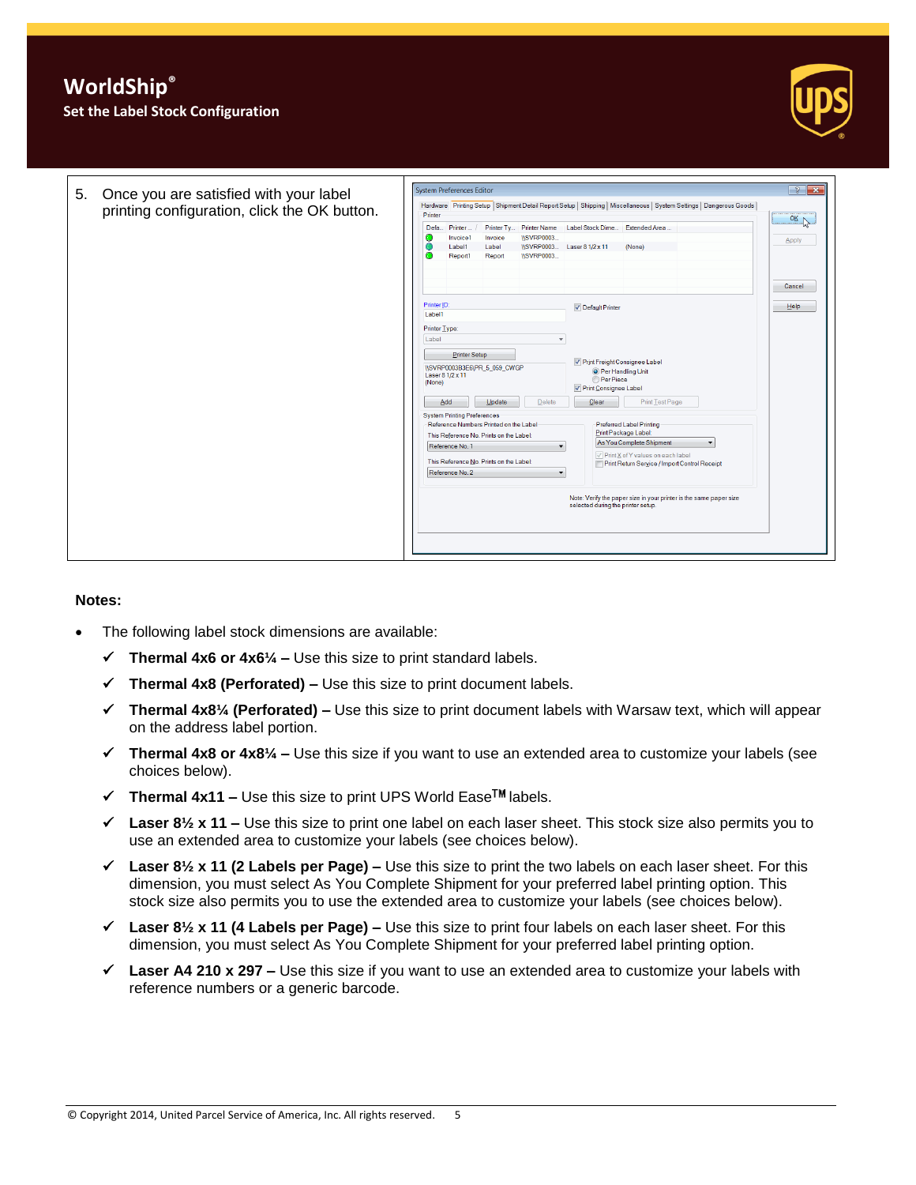# WorldShip®

## Set the Label Stock Configuration

| | |
|---|---|
| 5. Once you are satisfied with your label printing configuration, click the OK button. | |

**Notes:**

- The following label stock dimensions are available:
  - ✓ **Thermal 4x6 or 4x6¼ –** Use this size to print standard labels.
  - ✓ **Thermal 4x8 (Perforated) –** Use this size to print document labels.
  - ✓ **Thermal 4x8¼ (Perforated) –** Use this size to print document labels with Warsaw text, which will appear on the address label portion.
  - ✓ **Thermal 4x8 or 4x8¼ –** Use this size if you want to use an extended area to customize your labels (see choices below).
  - ✓ **Thermal 4x11 –** Use this size to print UPS World Ease™ labels.
  - ✓ **Laser 8½ x 11 –** Use this size to print one label on each laser sheet. This stock size also permits you to use an extended area to customize your labels (see choices below).
  - ✓ **Laser 8½ x 11 (2 Labels per Page) –** Use this size to print the two labels on each laser sheet. For this dimension, you must select As You Complete Shipment for your preferred label printing option. This stock size also permits you to use the extended area to customize your labels (see choices below).
  - ✓ **Laser 8½ x 11 (4 Labels per Page) –** Use this size to print four labels on each laser sheet. For this dimension, you must select As You Complete Shipment for your preferred label printing option.
  - ✓ **Laser A4 210 x 297 –** Use this size if you want to use an extended area to customize your labels with reference numbers or a generic barcode.

© Copyright 2014, United Parcel Service of America, Inc. All rights reserved.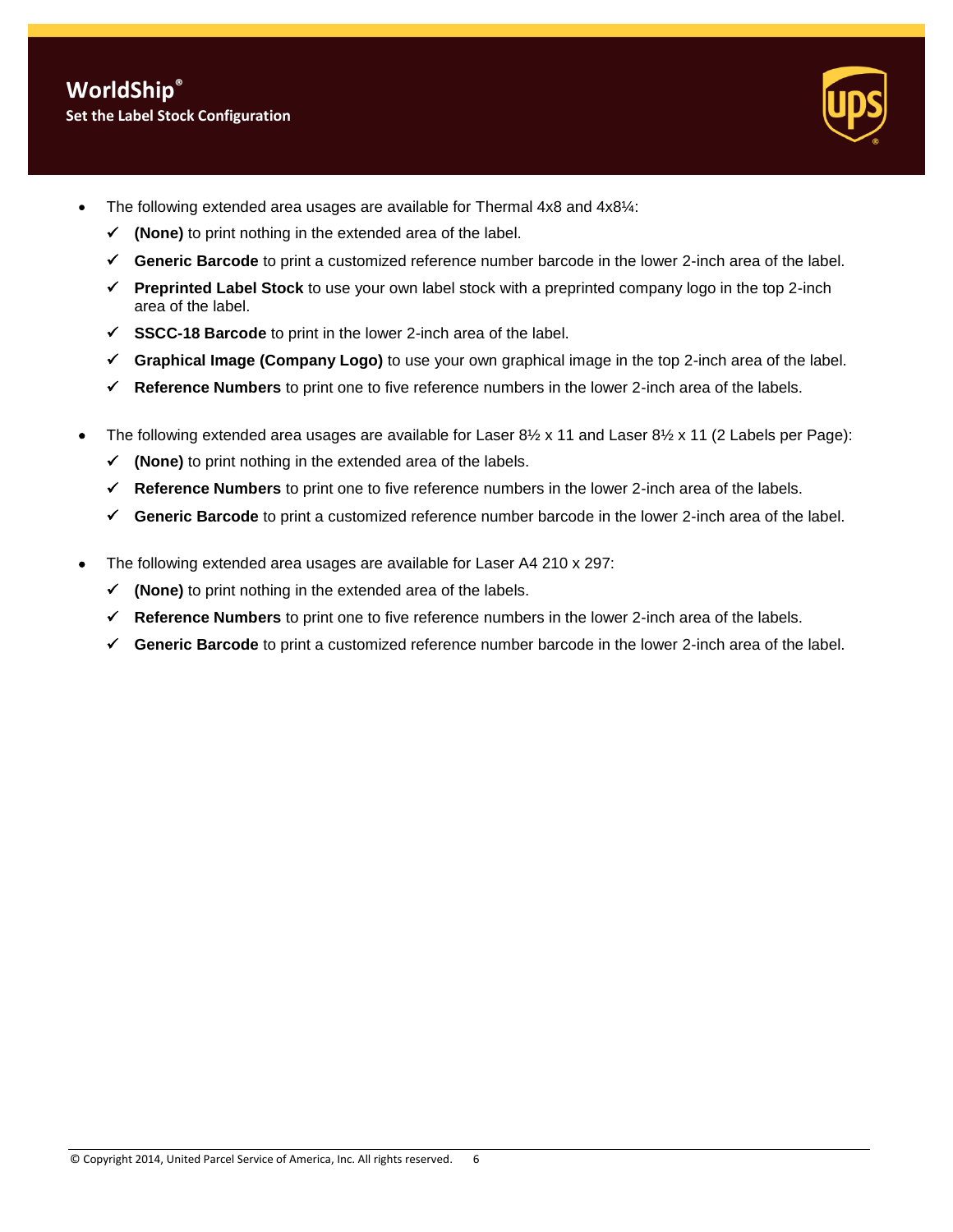- The following extended area usages are available for Thermal 4x8 and 4x8¼:
  - ✓ **(None)** to print nothing in the extended area of the label.
  - ✓ **Generic Barcode** to print a customized reference number barcode in the lower 2-inch area of the label.
  - ✓ **Preprinted Label Stock** to use your own label stock with a preprinted company logo in the top 2-inch area of the label.
  - ✓ **SSCC-18 Barcode** to print in the lower 2-inch area of the label.
  - ✓ **Graphical Image (Company Logo)** to use your own graphical image in the top 2-inch area of the label.
  - ✓ **Reference Numbers** to print one to five reference numbers in the lower 2-inch area of the labels.
- The following extended area usages are available for Laser 8½ x 11 and Laser 8½ x 11 (2 Labels per Page):
  - ✓ **(None)** to print nothing in the extended area of the labels.
  - ✓ **Reference Numbers** to print one to five reference numbers in the lower 2-inch area of the labels.
  - ✓ **Generic Barcode** to print a customized reference number barcode in the lower 2-inch area of the label.
- The following extended area usages are available for Laser A4 210 x 297:
  - ✓ **(None)** to print nothing in the extended area of the labels.
  - ✓ **Reference Numbers** to print one to five reference numbers in the lower 2-inch area of the labels.
  - ✓ **Generic Barcode** to print a customized reference number barcode in the lower 2-inch area of the label.